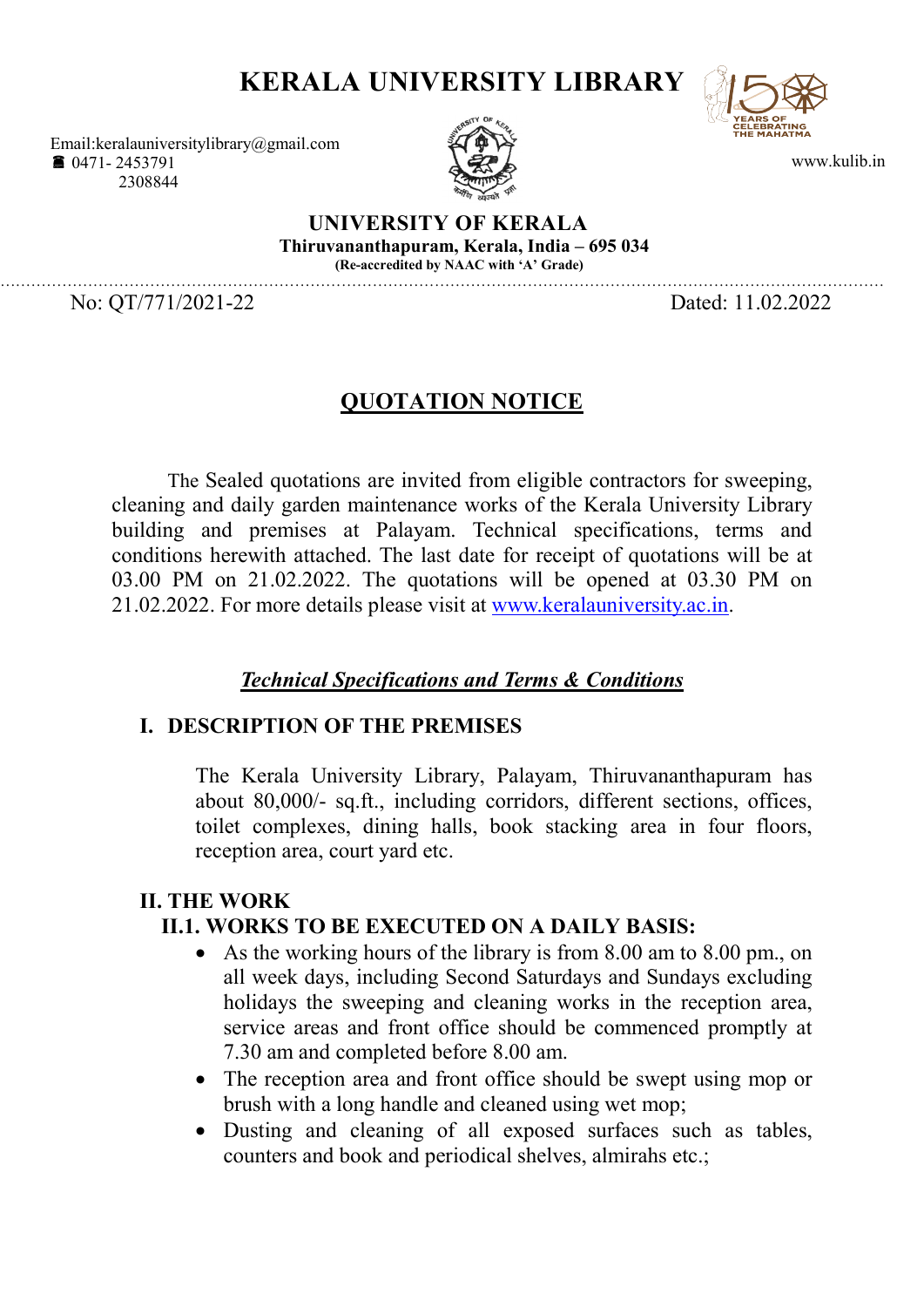# KERALA UNIVERSITY LIBRARY

Email:keralauniversitylibrary@gmail.com
☎ 0471- 2453791
2308844

www.kulib.in

**UNIVERSITY OF KERALA**
**Thiruvananthapuram, Kerala, India – 695 034**
**(Re-accredited by NAAC with 'A' Grade)**

No: QT/771/2021-22 Dated: 11.02.2022

## QUOTATION NOTICE

The Sealed quotations are invited from eligible contractors for sweeping, cleaning and daily garden maintenance works of the Kerala University Library building and premises at Palayam. Technical specifications, terms and conditions herewith attached. The last date for receipt of quotations will be at 03.00 PM on 21.02.2022. The quotations will be opened at 03.30 PM on 21.02.2022. For more details please visit at [www.keralauniversity.ac.in](www.keralauniversity.ac.in).

### ***Technical Specifications and Terms & Conditions***

### I. DESCRIPTION OF THE PREMISES

The Kerala University Library, Palayam, Thiruvananthapuram has about 80,000/- sq.ft., including corridors, different sections, offices, toilet complexes, dining halls, book stacking area in four floors, reception area, court yard etc.

### II. THE WORK

#### II.1. WORKS TO BE EXECUTED ON A DAILY BASIS:

- As the working hours of the library is from 8.00 am to 8.00 pm., on all week days, including Second Saturdays and Sundays excluding holidays the sweeping and cleaning works in the reception area, service areas and front office should be commenced promptly at 7.30 am and completed before 8.00 am.
- The reception area and front office should be swept using mop or brush with a long handle and cleaned using wet mop;
- Dusting and cleaning of all exposed surfaces such as tables, counters and book and periodical shelves, almirahs etc.;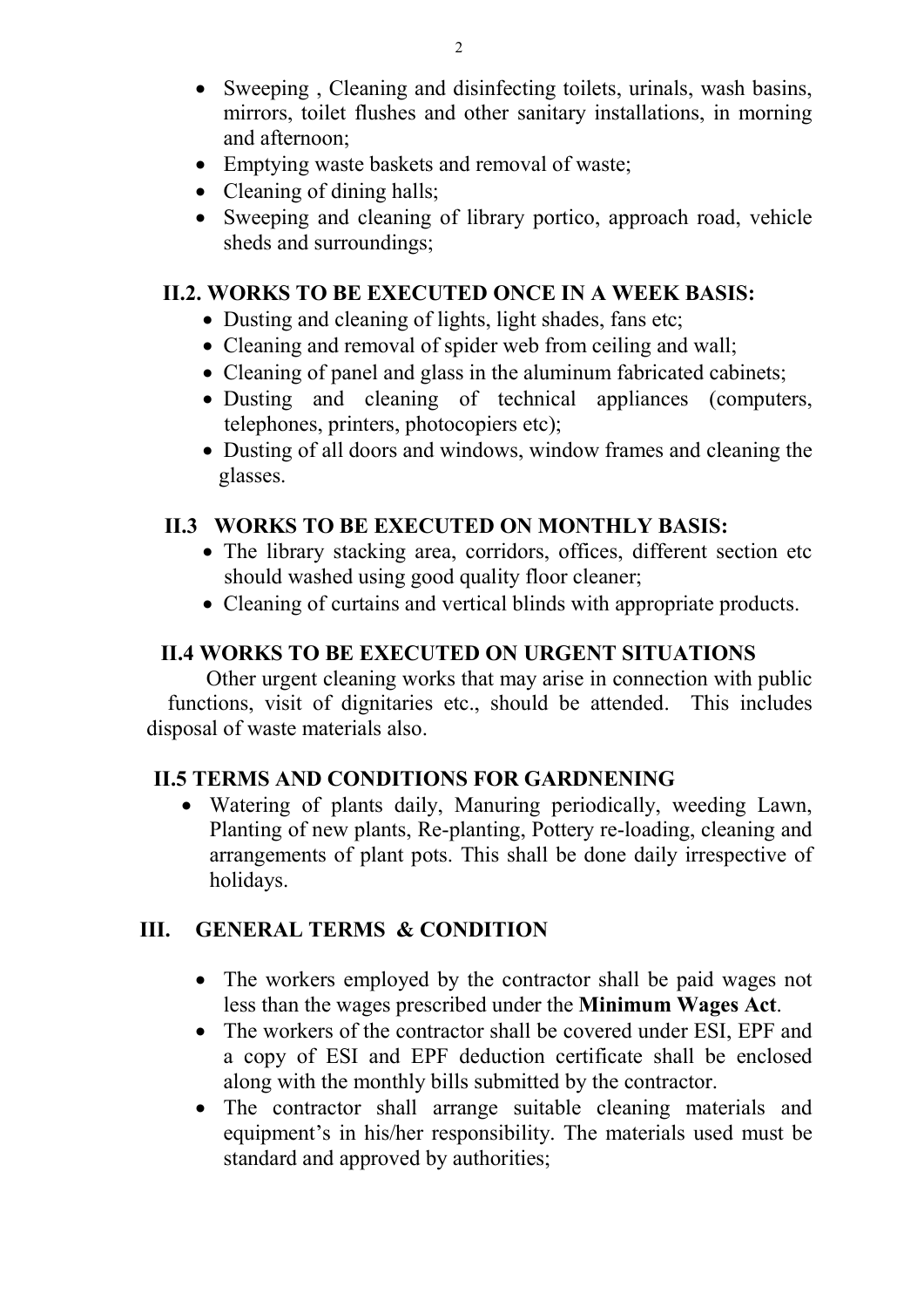- Sweeping , Cleaning and disinfecting toilets, urinals, wash basins, mirrors, toilet flushes and other sanitary installations, in morning and afternoon;
- Emptying waste baskets and removal of waste;
- Cleaning of dining halls;
- Sweeping and cleaning of library portico, approach road, vehicle sheds and surroundings;

### II.2. WORKS TO BE EXECUTED ONCE IN A WEEK BASIS:

- Dusting and cleaning of lights, light shades, fans etc;
- Cleaning and removal of spider web from ceiling and wall;
- Cleaning of panel and glass in the aluminum fabricated cabinets;
- Dusting and cleaning of technical appliances (computers, telephones, printers, photocopiers etc);
- Dusting of all doors and windows, window frames and cleaning the glasses.

### II.3 WORKS TO BE EXECUTED ON MONTHLY BASIS:

- The library stacking area, corridors, offices, different section etc should washed using good quality floor cleaner;
- Cleaning of curtains and vertical blinds with appropriate products.

### II.4 WORKS TO BE EXECUTED ON URGENT SITUATIONS

Other urgent cleaning works that may arise in connection with public functions, visit of dignitaries etc., should be attended. This includes disposal of waste materials also.

### II.5 TERMS AND CONDITIONS FOR GARDNENING

- Watering of plants daily, Manuring periodically, weeding Lawn, Planting of new plants, Re-planting, Pottery re-loading, cleaning and arrangements of plant pots. This shall be done daily irrespective of holidays.

## III. GENERAL TERMS & CONDITION

- The workers employed by the contractor shall be paid wages not less than the wages prescribed under the **Minimum Wages Act**.
- The workers of the contractor shall be covered under ESI, EPF and a copy of ESI and EPF deduction certificate shall be enclosed along with the monthly bills submitted by the contractor.
- The contractor shall arrange suitable cleaning materials and equipment's in his/her responsibility. The materials used must be standard and approved by authorities;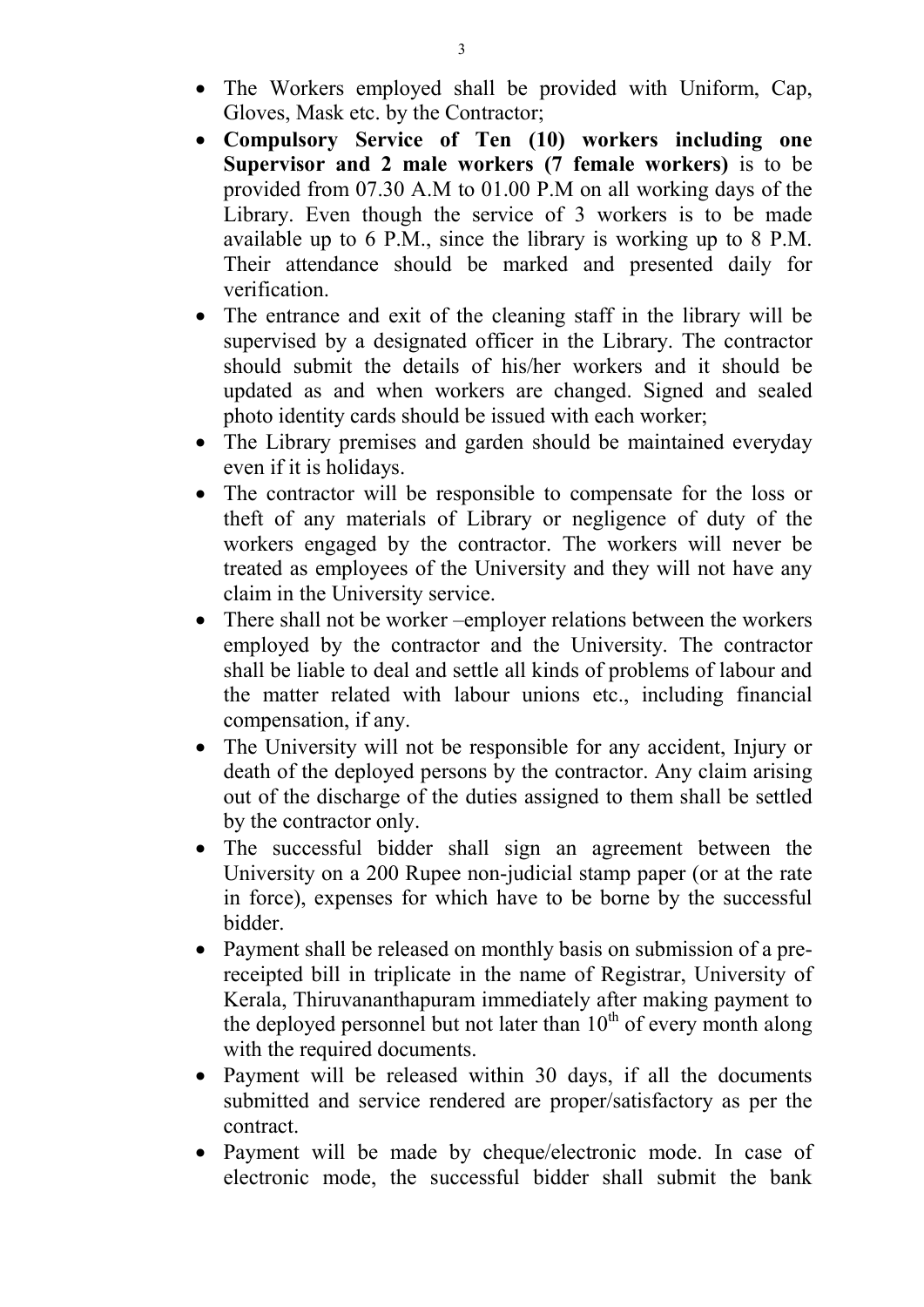- The Workers employed shall be provided with Uniform, Cap, Gloves, Mask etc. by the Contractor;
- **Compulsory Service of Ten (10) workers including one Supervisor and 2 male workers (7 female workers)** is to be provided from 07.30 A.M to 01.00 P.M on all working days of the Library. Even though the service of 3 workers is to be made available up to 6 P.M., since the library is working up to 8 P.M. Their attendance should be marked and presented daily for verification.
- The entrance and exit of the cleaning staff in the library will be supervised by a designated officer in the Library. The contractor should submit the details of his/her workers and it should be updated as and when workers are changed. Signed and sealed photo identity cards should be issued with each worker;
- The Library premises and garden should be maintained everyday even if it is holidays.
- The contractor will be responsible to compensate for the loss or theft of any materials of Library or negligence of duty of the workers engaged by the contractor. The workers will never be treated as employees of the University and they will not have any claim in the University service.
- There shall not be worker –employer relations between the workers employed by the contractor and the University. The contractor shall be liable to deal and settle all kinds of problems of labour and the matter related with labour unions etc., including financial compensation, if any.
- The University will not be responsible for any accident, Injury or death of the deployed persons by the contractor. Any claim arising out of the discharge of the duties assigned to them shall be settled by the contractor only.
- The successful bidder shall sign an agreement between the University on a 200 Rupee non-judicial stamp paper (or at the rate in force), expenses for which have to be borne by the successful bidder.
- Payment shall be released on monthly basis on submission of a pre-receipted bill in triplicate in the name of Registrar, University of Kerala, Thiruvananthapuram immediately after making payment to the deployed personnel but not later than 10th of every month along with the required documents.
- Payment will be released within 30 days, if all the documents submitted and service rendered are proper/satisfactory as per the contract.
- Payment will be made by cheque/electronic mode. In case of electronic mode, the successful bidder shall submit the bank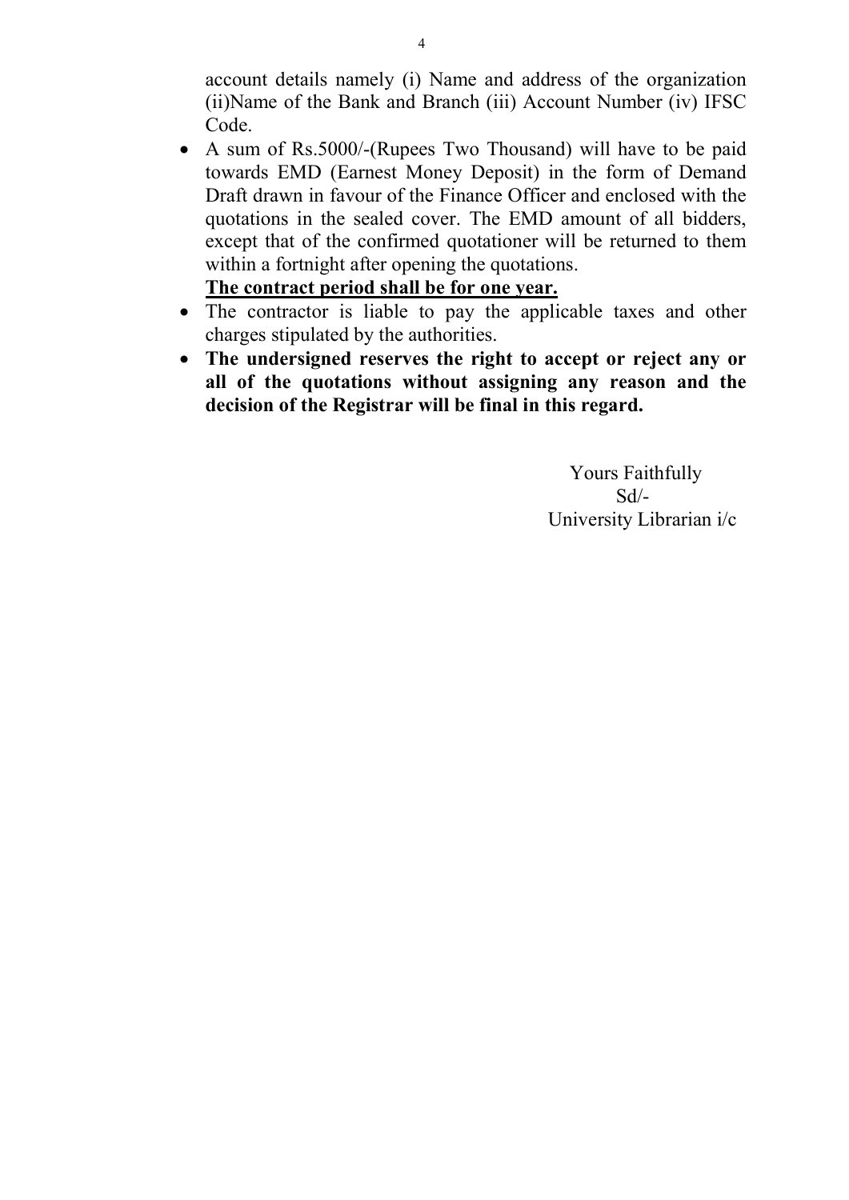account details namely (i) Name and address of the organization (ii)Name of the Bank and Branch (iii) Account Number (iv) IFSC Code.

- A sum of Rs.5000/-(Rupees Two Thousand) will have to be paid towards EMD (Earnest Money Deposit) in the form of Demand Draft drawn in favour of the Finance Officer and enclosed with the quotations in the sealed cover. The EMD amount of all bidders, except that of the confirmed quotationer will be returned to them within a fortnight after opening the quotations.
  **The contract period shall be for one year.**
- The contractor is liable to pay the applicable taxes and other charges stipulated by the authorities.
- **The undersigned reserves the right to accept or reject any or all of the quotations without assigning any reason and the decision of the Registrar will be final in this regard.**

Yours Faithfully
Sd/-
University Librarian i/c